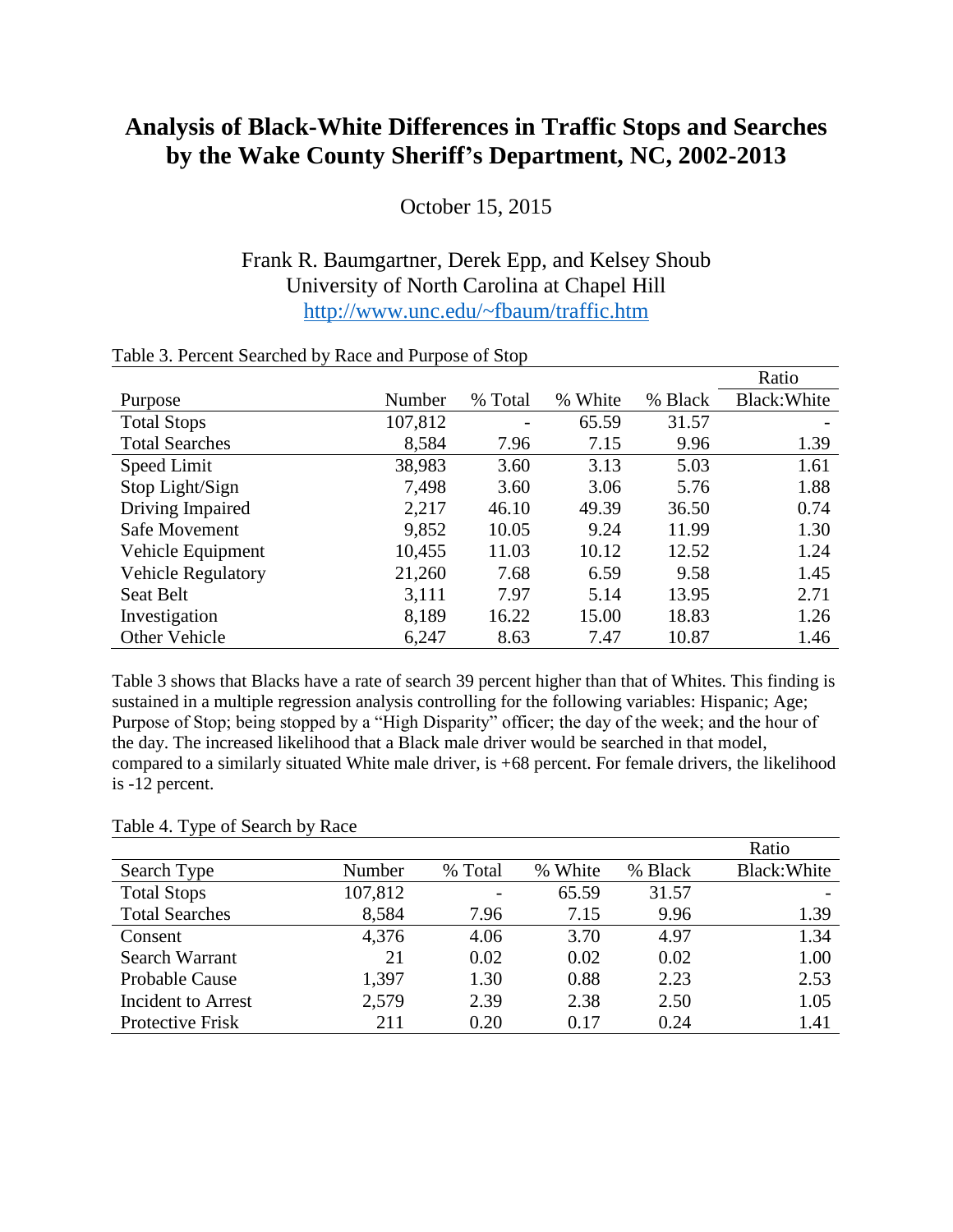# Analysis of Black-White Differences in Traffic Stops and Searches by the Wake County Sheriff's Department, NC, 2002-2013

October 15, 2015

Frank R. Baumgartner, Derek Epp, and Kelsey Shoub
University of North Carolina at Chapel Hill
http://www.unc.edu/~fbaum/traffic.htm

Table 3. Percent Searched by Race and Purpose of Stop

| Purpose | Number | % Total | % White | % Black | Ratio Black:White |
|---|---|---|---|---|---|
| Total Stops | 107,812 | - | 65.59 | 31.57 | - |
| Total Searches | 8,584 | 7.96 | 7.15 | 9.96 | 1.39 |
| Speed Limit | 38,983 | 3.60 | 3.13 | 5.03 | 1.61 |
| Stop Light/Sign | 7,498 | 3.60 | 3.06 | 5.76 | 1.88 |
| Driving Impaired | 2,217 | 46.10 | 49.39 | 36.50 | 0.74 |
| Safe Movement | 9,852 | 10.05 | 9.24 | 11.99 | 1.30 |
| Vehicle Equipment | 10,455 | 11.03 | 10.12 | 12.52 | 1.24 |
| Vehicle Regulatory | 21,260 | 7.68 | 6.59 | 9.58 | 1.45 |
| Seat Belt | 3,111 | 7.97 | 5.14 | 13.95 | 2.71 |
| Investigation | 8,189 | 16.22 | 15.00 | 18.83 | 1.26 |
| Other Vehicle | 6,247 | 8.63 | 7.47 | 10.87 | 1.46 |

Table 3 shows that Blacks have a rate of search 39 percent higher than that of Whites. This finding is sustained in a multiple regression analysis controlling for the following variables: Hispanic; Age; Purpose of Stop; being stopped by a "High Disparity" officer; the day of the week; and the hour of the day. The increased likelihood that a Black male driver would be searched in that model, compared to a similarly situated White male driver, is +68 percent. For female drivers, the likelihood is -12 percent.

Table 4. Type of Search by Race

| Search Type | Number | % Total | % White | % Black | Ratio Black:White |
|---|---|---|---|---|---|
| Total Stops | 107,812 | - | 65.59 | 31.57 | - |
| Total Searches | 8,584 | 7.96 | 7.15 | 9.96 | 1.39 |
| Consent | 4,376 | 4.06 | 3.70 | 4.97 | 1.34 |
| Search Warrant | 21 | 0.02 | 0.02 | 0.02 | 1.00 |
| Probable Cause | 1,397 | 1.30 | 0.88 | 2.23 | 2.53 |
| Incident to Arrest | 2,579 | 2.39 | 2.38 | 2.50 | 1.05 |
| Protective Frisk | 211 | 0.20 | 0.17 | 0.24 | 1.41 |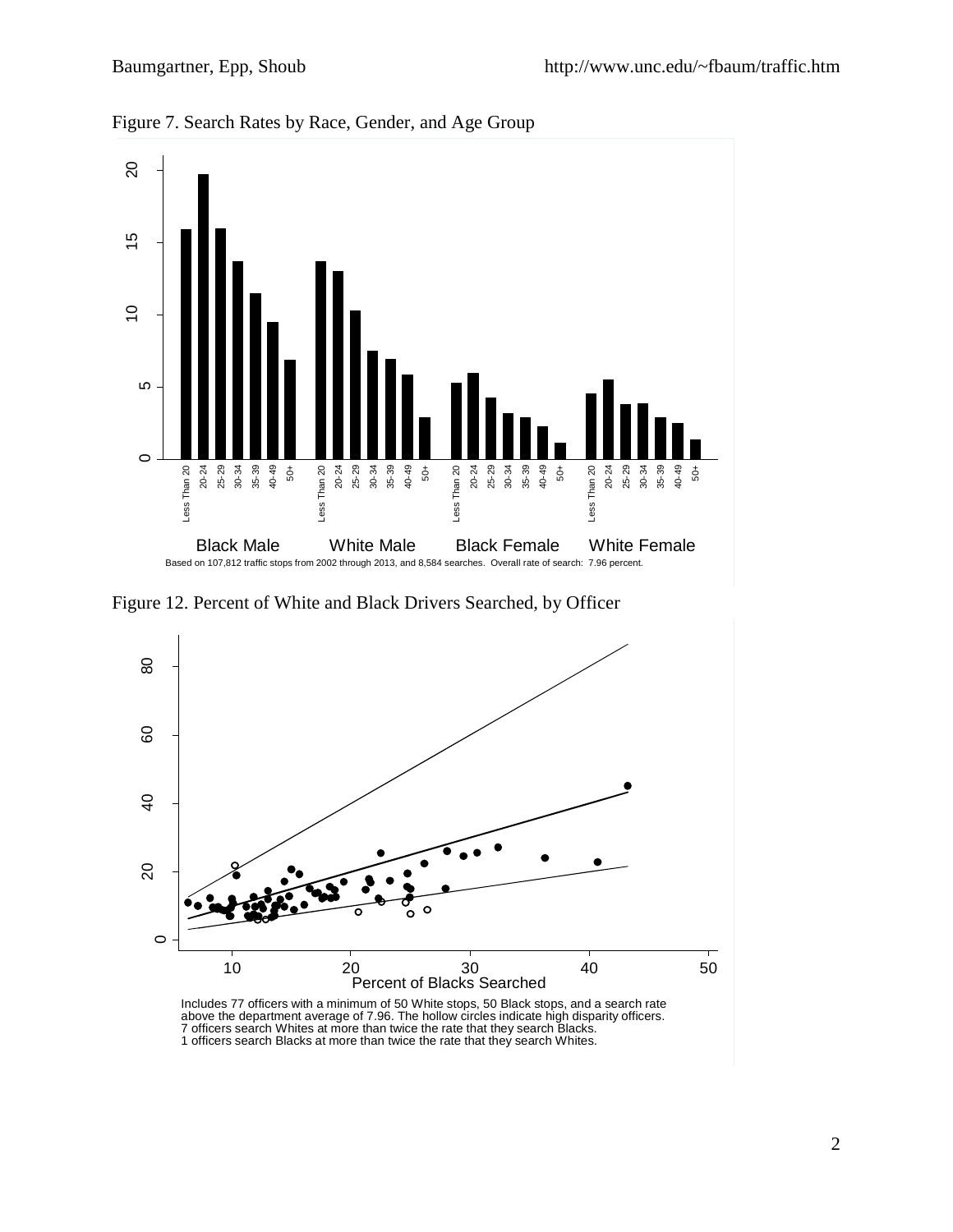Figure 7. Search Rates by Race, Gender, and Age Group

20
15
10
5
0

Less Than 20
20-24
25-29
30-34
35-39
40-49
50+

Black Male
White Male
Black Female
White Female

Based on 107,812 traffic stops from 2002 through 2013, and 8,584 searches. Overall rate of search: 7.96 percent.

Figure 12. Percent of White and Black Drivers Searched, by Officer

80
60
40
20
0

10
20
30
40
50

Percent of Blacks Searched

Includes 77 officers with a minimum of 50 White stops, 50 Black stops, and a search rate above the department average of 7.96. The hollow circles indicate high disparity officers.
7 officers search Whites at more than twice the rate that they search Blacks.
1 officers search Blacks at more than twice the rate that they search Whites.